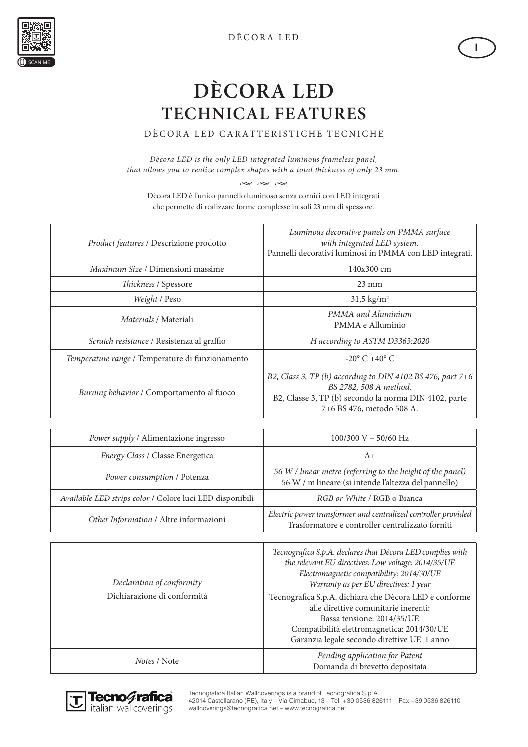# DÈCORA LED
## TECHNICAL FEATURES

DÈCORA LED CARATTERISTICHE TECNICHE

*Dècora LED is the only LED integrated luminous frameless panel, that allows you to realize complex shapes with a total thickness of only 23 mm.*

Dècora LED è l'unico pannello luminoso senza cornici con LED integrati che permette di realizzare forme complesse in soli 23 mm di spessore.

| | |
|---|---|
| *Product features* / Descrizione prodotto | *Luminous decorative panels on PMMA surface with integrated LED system.* Pannelli decorativi luminosi in PMMA con LED integrati. |
| *Maximum Size* / Dimensioni massime | 140x300 cm |
| *Thickness* / Spessore | 23 mm |
| *Weight* / Peso | 31,5 kg/m² |
| *Materials* / Materiali | *PMMA and Aluminium* PMMA e Alluminio |
| *Scratch resistance* / Resistenza al graffio | *H according to ASTM D3363:2020* |
| *Temperature range* / Temperature di funzionamento | -20° C +40° C |
| *Burning behavior* / Comportamento al fuoco | *B2, Class 3, TP (b) according to DIN 4102 BS 476, part 7+6 BS 2782, 508 A method.* B2, Classe 3, TP (b) secondo la norma DIN 4102, parte 7+6 BS 476, metodo 508 A. |

| | |
|---|---|
| *Power supply* / Alimentazione ingresso | 100/300 V – 50/60 Hz |
| *Energy Class* / Classe Energetica | A+ |
| *Power consumption* / Potenza | *56 W / linear metre (referring to the height of the panel)* 56 W / m lineare (si intende l'altezza del pannello) |
| *Available LED strips color* / Colore luci LED disponibili | *RGB or White* / RGB o Bianca |
| *Other Information* / Altre informazioni | *Electric power transformer and centralized controller provided* Trasformatore e controller centralizzato forniti |

| | |
|---|---|
| *Declaration of conformity* Dichiarazione di conformità | *Tecnografica S.p.A. declares that Dècora LED complies with the relevant EU directives: Low voltage: 2014/35/UE Electromagnetic compatibility: 2014/30/UE Warranty as per EU directives: 1 year* Tecnografica S.p.A. dichiara che Dècora LED è conforme alle direttive comunitarie inerenti: Bassa tensione: 2014/35/UE Compatibilità elettromagnetica: 2014/30/UE Garanzia legale secondo direttive UE: 1 anno |
| *Notes* / Note | *Pending application for Patent* Domanda di brevetto depositata |

Tecnografica Italian Wallcoverings is a brand of Tecnografica S.p.A.
42014 Castellarano (RE), Italy – Via Cimabue, 13 – Tel. +39 0536 826111 – Fax +39 0536 826110
wallcoverings@tecnografica.net – www.tecnografica.net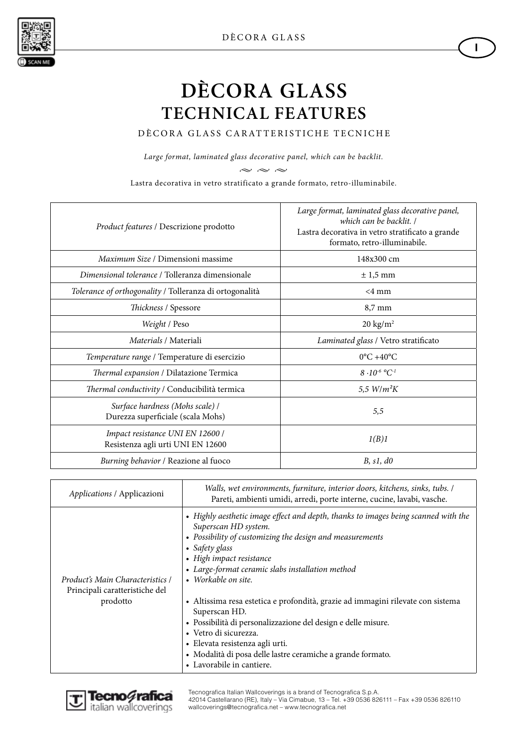# DÈCORA GLASS
## TECHNICAL FEATURES

DÈCORA GLASS CARATTERISTICHE TECNICHE

*Large format, laminated glass decorative panel, which can be backlit.*

Lastra decorativa in vetro stratificato a grande formato, retro-illuminabile.

| | |
|---|---|
| *Product features* / Descrizione prodotto | *Large format, laminated glass decorative panel, which can be backlit.* / Lastra decorativa in vetro stratificato a grande formato, retro-illuminabile. |
| *Maximum Size* / Dimensioni massime | 148x300 cm |
| *Dimensional tolerance* / Tolleranza dimensionale | ± 1,5 mm |
| *Tolerance of orthogonality* / Tolleranza di ortogonalità | <4 mm |
| *Thickness* / Spessore | 8,7 mm |
| *Weight* / Peso | 20 kg/m$^2$ |
| *Materials* / Materiali | *Laminated glass* / Vetro stratificato |
| *Temperature range* / Temperature di esercizio | 0°C +40°C |
| *Thermal expansion* / Dilatazione Termica | $8 \cdot 10^{-6}$ °C$^{-1}$ |
| *Thermal conductivity* / Conducibilità termica | *5,5 W/m²K* |
| *Surface hardness (Mohs scale)* / Durezza superficiale (scala Mohs) | *5,5* |
| *Impact resistance UNI EN 12600* / Resistenza agli urti UNI EN 12600 | *1(B)1* |
| *Burning behavior* / Reazione al fuoco | *B, s1, d0* |

| | |
|---|---|
| *Applications* / Applicazioni | *Walls, wet environments, furniture, interior doors, kitchens, sinks, tubs.* / Pareti, ambienti umidi, arredi, porte interne, cucine, lavabi, vasche. |
| *Product's Main Characteristics* / Principali caratteristiche del prodotto | • *Highly aesthetic image effect and depth, thanks to images being scanned with the Superscan HD system.* <br> • *Possibility of customizing the design and measurements* <br> • *Safety glass* <br> • *High impact resistance* <br> • *Large-format ceramic slabs installation method* <br> • *Workable on site.* <br><br> • Altissima resa estetica e profondità, grazie ad immagini rilevate con sistema Superscan HD. <br> • Possibilità di personalizzazione del design e delle misure. <br> • Vetro di sicurezza. <br> • Elevata resistenza agli urti. <br> • Modalità di posa delle lastre ceramiche a grande formato. <br> • Lavorabile in cantiere. |

Tecnografica Italian Wallcoverings is a brand of Tecnografica S.p.A.
42014 Castellarano (RE), Italy – Via Cimabue, 13 – Tel. +39 0536 826111 – Fax +39 0536 826110
wallcoverings@tecnografica.net – www.tecnografica.net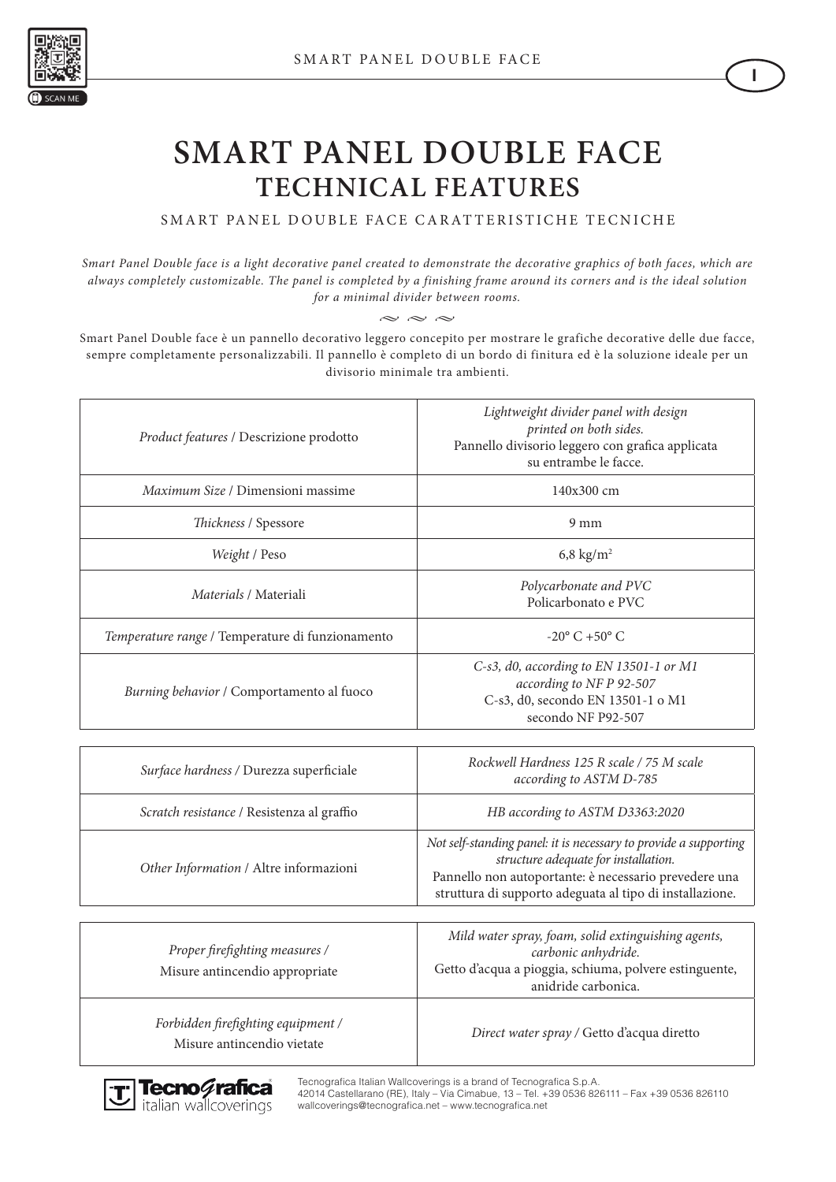# SMART PANEL DOUBLE FACE
## TECHNICAL FEATURES

SMART PANEL DOUBLE FACE CARATTERISTICHE TECNICHE

*Smart Panel Double face is a light decorative panel created to demonstrate the decorative graphics of both faces, which are always completely customizable. The panel is completed by a finishing frame around its corners and is the ideal solution for a minimal divider between rooms.*

Smart Panel Double face è un pannello decorativo leggero concepito per mostrare le grafiche decorative delle due facce, sempre completamente personalizzabili. Il pannello è completo di un bordo di finitura ed è la soluzione ideale per un divisorio minimale tra ambienti.

| | |
|---|---|
| *Product features* / Descrizione prodotto | *Lightweight divider panel with design printed on both sides.* Pannello divisorio leggero con grafica applicata su entrambe le facce. |
| *Maximum Size* / Dimensioni massime | 140x300 cm |
| *Thickness* / Spessore | 9 mm |
| *Weight* / Peso | 6,8 kg/m² |
| *Materials* / Materiali | *Polycarbonate and PVC* Policarbonato e PVC |
| *Temperature range* / Temperature di funzionamento | -20° C +50° C |
| *Burning behavior* / Comportamento al fuoco | *C-s3, d0, according to EN 13501-1 or M1 according to NF P 92-507* C-s3, d0, secondo EN 13501-1 o M1 secondo NF P92-507 |

| | |
|---|---|
| *Surface hardness* / Durezza superficiale | *Rockwell Hardness 125 R scale / 75 M scale according to ASTM D-785* |
| *Scratch resistance* / Resistenza al graffio | *HB according to ASTM D3363:2020* |
| *Other Information* / Altre informazioni | *Not self-standing panel: it is necessary to provide a supporting structure adequate for installation.* Pannello non autoportante: è necessario prevedere una struttura di supporto adeguata al tipo di installazione. |

| | |
|---|---|
| *Proper firefighting measures* / Misure antincendio appropriate | *Mild water spray, foam, solid extinguishing agents, carbonic anhydride.* Getto d'acqua a pioggia, schiuma, polvere estinguente, anidride carbonica. |
| *Forbidden firefighting equipment* / Misure antincendio vietate | *Direct water spray* / Getto d'acqua diretto |

Tecnografica Italian Wallcoverings is a brand of Tecnografica S.p.A.
42014 Castellarano (RE), Italy – Via Cimabue, 13 – Tel. +39 0536 826111 – Fax +39 0536 826110
wallcoverings@tecnografica.net – www.tecnografica.net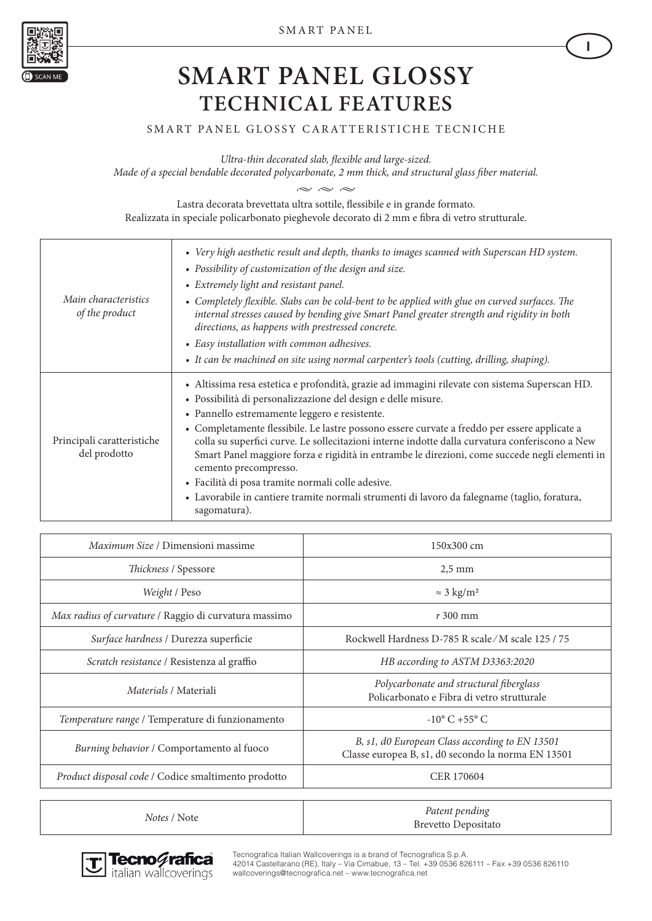# SMART PANEL GLOSSY
## TECHNICAL FEATURES

SMART PANEL GLOSSY CARATTERISTICHE TECNICHE

*Ultra-thin decorated slab, flexible and large-sized.*
*Made of a special bendable decorated polycarbonate, 2 mm thick, and structural glass fiber material.*

Lastra decorata brevettata ultra sottile, flessibile e in grande formato.
Realizzata in speciale policarbonato pieghevole decorato di 2 mm e fibra di vetro strutturale.

| | |
|---|---|
| *Main characteristics of the product* | • *Very high aesthetic result and depth, thanks to images scanned with Superscan HD system.*<br>• *Possibility of customization of the design and size.*<br>• *Extremely light and resistant panel.*<br>• *Completely flexible. Slabs can be cold-bent to be applied with glue on curved surfaces. The internal stresses caused by bending give Smart Panel greater strength and rigidity in both directions, as happens with prestressed concrete.*<br>• *Easy installation with common adhesives.*<br>• *It can be machined on site using normal carpenter's tools (cutting, drilling, shaping).* |
| Principali caratteristiche del prodotto | • Altissima resa estetica e profondità, grazie ad immagini rilevate con sistema Superscan HD.<br>• Possibilità di personalizzazione del design e delle misure.<br>• Pannello estremamente leggero e resistente.<br>• Completamente flessibile. Le lastre possono essere curvate a freddo per essere applicate a colla su superfici curve. Le sollecitazioni interne indotte dalla curvatura conferiscono a New Smart Panel maggiore forza e rigidità in entrambe le direzioni, come succede negli elementi in cemento precompresso.<br>• Facilità di posa tramite normali colle adesive.<br>• Lavorabile in cantiere tramite normali strumenti di lavoro da falegname (taglio, foratura, sagomatura). |

| | |
|---|---|
| *Maximum Size* / Dimensioni massime | 150x300 cm |
| *Thickness* / Spessore | 2,5 mm |
| *Weight* / Peso | ≈ 3 kg/m² |
| *Max radius of curvature* / Raggio di curvatura massimo | *r* 300 mm |
| *Surface hardness* / Durezza superficie | Rockwell Hardness D-785 R scale / M scale 125 / 75 |
| *Scratch resistance* / Resistenza al graffio | *HB according to ASTM D3363:2020* |
| *Materials* / Materiali | *Polycarbonate and structural fiberglass*<br>Policarbonato e Fibra di vetro strutturale |
| *Temperature range* / Temperature di funzionamento | -10° C +55° C |
| *Burning behavior* / Comportamento al fuoco | *B, s1, d0 European Class according to EN 13501*<br>Classe europea B, s1, d0 secondo la norma EN 13501 |
| *Product disposal code* / Codice smaltimento prodotto | CER 170604 |

| | |
|---|---|
| *Notes* / Note | *Patent pending*<br>Brevetto Depositato |

Tecnografica Italian Wallcoverings is a brand of Tecnografica S.p.A.
42014 Castellarano (RE), Italy – Via Cimabue, 13 – Tel. +39 0536 826111 – Fax +39 0536 826110
wallcoverings@tecnografica.net – www.tecnografica.net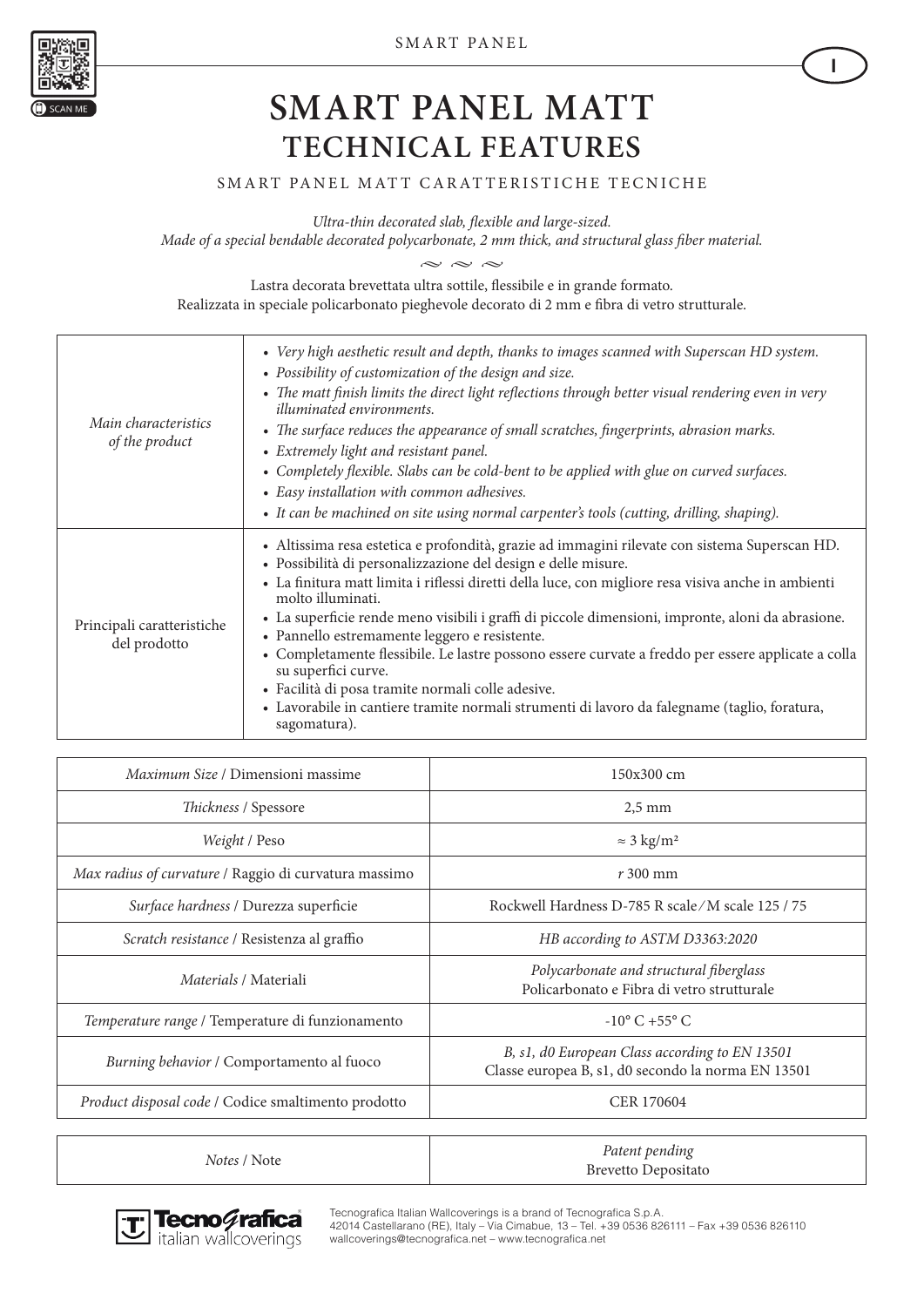# SMART PANEL MATT
## TECHNICAL FEATURES

SMART PANEL MATT CARATTERISTICHE TECNICHE

*Ultra-thin decorated slab, flexible and large-sized.*
*Made of a special bendable decorated polycarbonate, 2 mm thick, and structural glass fiber material.*

Lastra decorata brevettata ultra sottile, flessibile e in grande formato.
Realizzata in speciale policarbonato pieghevole decorato di 2 mm e fibra di vetro strutturale.

| | |
|---|---|
| *Main characteristics of the product* | • *Very high aesthetic result and depth, thanks to images scanned with Superscan HD system.*<br>• *Possibility of customization of the design and size.*<br>• *The matt finish limits the direct light reflections through better visual rendering even in very illuminated environments.*<br>• *The surface reduces the appearance of small scratches, fingerprints, abrasion marks.*<br>• *Extremely light and resistant panel.*<br>• *Completely flexible. Slabs can be cold-bent to be applied with glue on curved surfaces.*<br>• *Easy installation with common adhesives.*<br>• *It can be machined on site using normal carpenter's tools (cutting, drilling, shaping).* |
| Principali caratteristiche del prodotto | • Altissima resa estetica e profondità, grazie ad immagini rilevate con sistema Superscan HD.<br>• Possibilità di personalizzazione del design e delle misure.<br>• La finitura matt limita i riflessi diretti della luce, con migliore resa visiva anche in ambienti molto illuminati.<br>• La superficie rende meno visibili i graffi di piccole dimensioni, impronte, aloni da abrasione.<br>• Pannello estremamente leggero e resistente.<br>• Completamente flessibile. Le lastre possono essere curvate a freddo per essere applicate a colla su superfici curve.<br>• Facilità di posa tramite normali colle adesive.<br>• Lavorabile in cantiere tramite normali strumenti di lavoro da falegname (taglio, foratura, sagomatura). |

| | |
|---|---|
| *Maximum Size* / Dimensioni massime | 150x300 cm |
| *Thickness* / Spessore | 2,5 mm |
| *Weight* / Peso | ≈ 3 kg/m² |
| *Max radius of curvature* / Raggio di curvatura massimo | *r* 300 mm |
| *Surface hardness* / Durezza superficie | Rockwell Hardness D-785 R scale / M scale 125 / 75 |
| *Scratch resistance* / Resistenza al graffio | *HB according to ASTM D3363:2020* |
| *Materials* / Materiali | *Polycarbonate and structural fiberglass*<br>Policarbonato e Fibra di vetro strutturale |
| *Temperature range* / Temperature di funzionamento | -10° C +55° C |
| *Burning behavior* / Comportamento al fuoco | *B, s1, d0 European Class according to EN 13501*<br>Classe europea B, s1, d0 secondo la norma EN 13501 |
| *Product disposal code* / Codice smaltimento prodotto | CER 170604 |

| | |
|---|---|
| *Notes* / Note | *Patent pending*<br>Brevetto Depositato |

Tecnografica Italian Wallcoverings is a brand of Tecnografica S.p.A.
42014 Castellarano (RE), Italy – Via Cimabue, 13 – Tel. +39 0536 826111 – Fax +39 0536 826110
wallcoverings@tecnografica.net – www.tecnografica.net